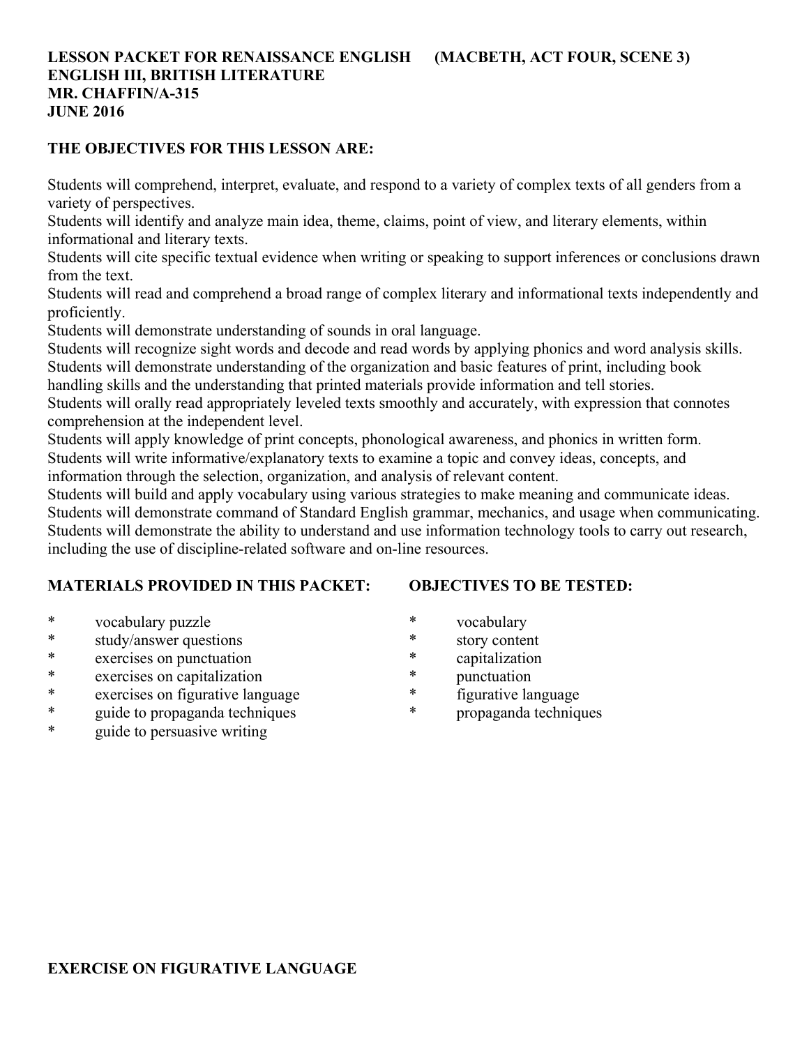**LESSON PACKET FOR RENAISSANCE ENGLISH (MACBETH, ACT FOUR, SCENE 3)**
**ENGLISH III, BRITISH LITERATURE**
**MR. CHAFFIN/A-315**
**JUNE 2016**

**THE OBJECTIVES FOR THIS LESSON ARE:**

Students will comprehend, interpret, evaluate, and respond to a variety of complex texts of all genders from a variety of perspectives.
Students will identify and analyze main idea, theme, claims, point of view, and literary elements, within informational and literary texts.
Students will cite specific textual evidence when writing or speaking to support inferences or conclusions drawn from the text.
Students will read and comprehend a broad range of complex literary and informational texts independently and proficiently.
Students will demonstrate understanding of sounds in oral language.
Students will recognize sight words and decode and read words by applying phonics and word analysis skills.
Students will demonstrate understanding of the organization and basic features of print, including book handling skills and the understanding that printed materials provide information and tell stories.
Students will orally read appropriately leveled texts smoothly and accurately, with expression that connotes comprehension at the independent level.
Students will apply knowledge of print concepts, phonological awareness, and phonics in written form.
Students will write informative/explanatory texts to examine a topic and convey ideas, concepts, and information through the selection, organization, and analysis of relevant content.
Students will build and apply vocabulary using various strategies to make meaning and communicate ideas.
Students will demonstrate command of Standard English grammar, mechanics, and usage when communicating.
Students will demonstrate the ability to understand and use information technology tools to carry out research, including the use of discipline-related software and on-line resources.

**MATERIALS PROVIDED IN THIS PACKET:**

* vocabulary puzzle
* study/answer questions
* exercises on punctuation
* exercises on capitalization
* exercises on figurative language
* guide to propaganda techniques
* guide to persuasive writing

**OBJECTIVES TO BE TESTED:**

* vocabulary
* story content
* capitalization
* punctuation
* figurative language
* propaganda techniques

**EXERCISE ON FIGURATIVE LANGUAGE**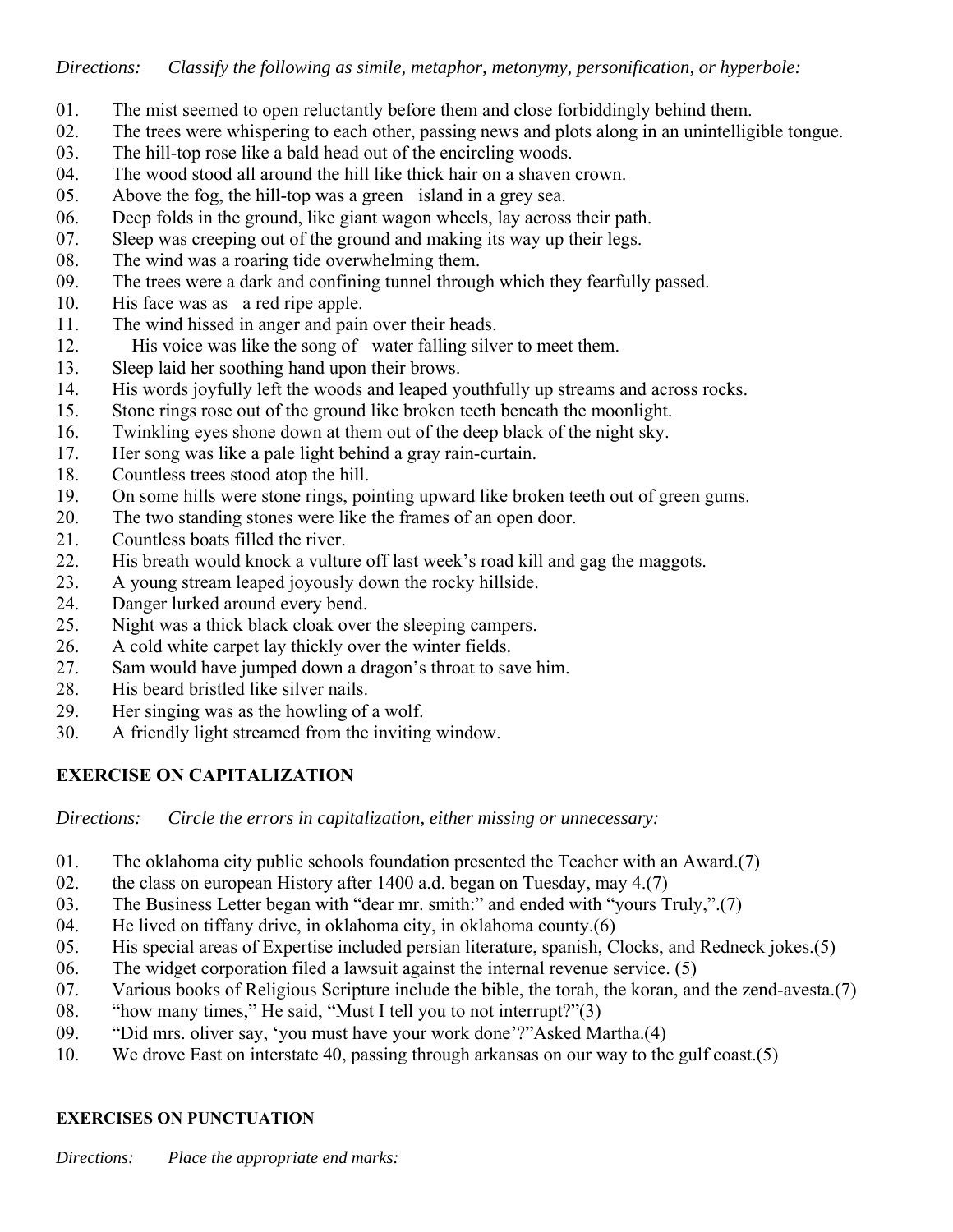*Directions: Classify the following as simile, metaphor, metonymy, personification, or hyperbole:*

01. The mist seemed to open reluctantly before them and close forbiddingly behind them.
02. The trees were whispering to each other, passing news and plots along in an unintelligible tongue.
03. The hill-top rose like a bald head out of the encircling woods.
04. The wood stood all around the hill like thick hair on a shaven crown.
05. Above the fog, the hill-top was a green island in a grey sea.
06. Deep folds in the ground, like giant wagon wheels, lay across their path.
07. Sleep was creeping out of the ground and making its way up their legs.
08. The wind was a roaring tide overwhelming them.
09. The trees were a dark and confining tunnel through which they fearfully passed.
10. His face was as a red ripe apple.
11. The wind hissed in anger and pain over their heads.
12. His voice was like the song of water falling silver to meet them.
13. Sleep laid her soothing hand upon their brows.
14. His words joyfully left the woods and leaped youthfully up streams and across rocks.
15. Stone rings rose out of the ground like broken teeth beneath the moonlight.
16. Twinkling eyes shone down at them out of the deep black of the night sky.
17. Her song was like a pale light behind a gray rain-curtain.
18. Countless trees stood atop the hill.
19. On some hills were stone rings, pointing upward like broken teeth out of green gums.
20. The two standing stones were like the frames of an open door.
21. Countless boats filled the river.
22. His breath would knock a vulture off last week's road kill and gag the maggots.
23. A young stream leaped joyously down the rocky hillside.
24. Danger lurked around every bend.
25. Night was a thick black cloak over the sleeping campers.
26. A cold white carpet lay thickly over the winter fields.
27. Sam would have jumped down a dragon's throat to save him.
28. His beard bristled like silver nails.
29. Her singing was as the howling of a wolf.
30. A friendly light streamed from the inviting window.

## EXERCISE ON CAPITALIZATION

*Directions: Circle the errors in capitalization, either missing or unnecessary:*

01. The oklahoma city public schools foundation presented the Teacher with an Award.(7)
02. the class on european History after 1400 a.d. began on Tuesday, may 4.(7)
03. The Business Letter began with "dear mr. smith:" and ended with "yours Truly,".(7)
04. He lived on tiffany drive, in oklahoma city, in oklahoma county.(6)
05. His special areas of Expertise included persian literature, spanish, Clocks, and Redneck jokes.(5)
06. The widget corporation filed a lawsuit against the internal revenue service. (5)
07. Various books of Religious Scripture include the bible, the torah, the koran, and the zend-avesta.(7)
08. "how many times," He said, "Must I tell you to not interrupt?"(3)
09. "Did mrs. oliver say, 'you must have your work done'?"Asked Martha.(4)
10. We drove East on interstate 40, passing through arkansas on our way to the gulf coast.(5)

### EXERCISES ON PUNCTUATION

*Directions: Place the appropriate end marks:*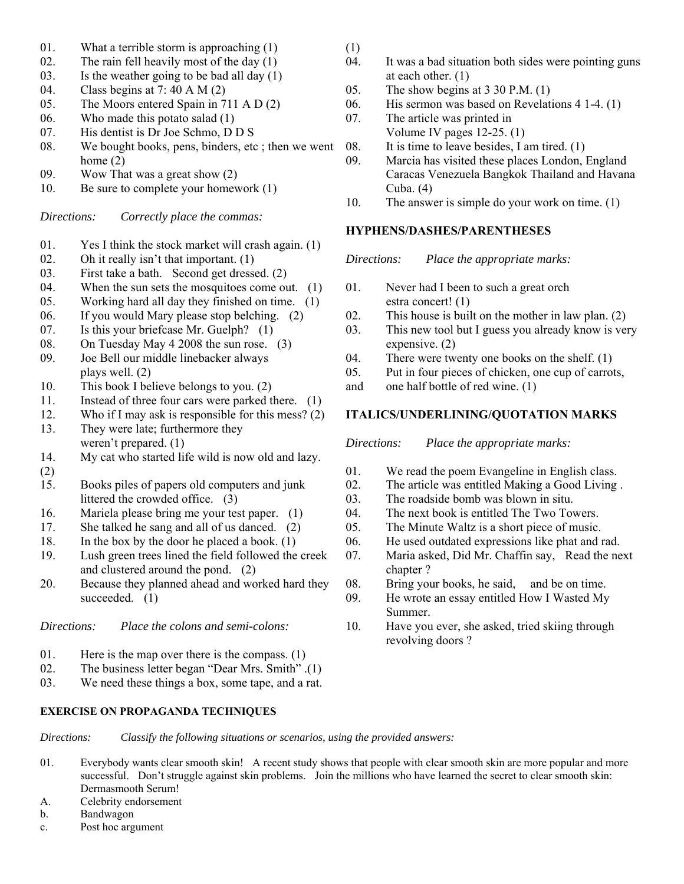01. What a terrible storm is approaching (1)
02. The rain fell heavily most of the day (1)
03. Is the weather going to be bad all day (1)
04. Class begins at 7: 40 A M (2)
05. The Moors entered Spain in 711 A D (2)
06. Who made this potato salad (1)
07. His dentist is Dr Joe Schmo, D D S
08. We bought books, pens, binders, etc ; then we went home (2)
09. Wow That was a great show (2)
10. Be sure to complete your homework (1)

*Directions: Correctly place the commas:*

01. Yes I think the stock market will crash again. (1)
02. Oh it really isn't that important. (1)
03. First take a bath. Second get dressed. (2)
04. When the sun sets the mosquitoes come out. (1)
05. Working hard all day they finished on time. (1)
06. If you would Mary please stop belching. (2)
07. Is this your briefcase Mr. Guelph? (1)
08. On Tuesday May 4 2008 the sun rose. (3)
09. Joe Bell our middle linebacker always plays well. (2)
10. This book I believe belongs to you. (2)
11. Instead of three four cars were parked there. (1)
12. Who if I may ask is responsible for this mess? (2)
13. They were late; furthermore they weren't prepared. (1)
14. My cat who started life wild is now old and lazy. (2)
15. Books piles of papers old computers and junk littered the crowded office. (3)
16. Mariela please bring me your test paper. (1)
17. She talked he sang and all of us danced. (2)
18. In the box by the door he placed a book. (1)
19. Lush green trees lined the field followed the creek and clustered around the pond. (2)
20. Because they planned ahead and worked hard they succeeded. (1)

*Directions: Place the colons and semi-colons:*

01. Here is the map over there is the compass. (1)
02. The business letter began "Dear Mrs. Smith" .(1)
03. We need these things a box, some tape, and a rat. (1)
04. It was a bad situation both sides were pointing guns at each other. (1)
05. The show begins at 3 30 P.M. (1)
06. His sermon was based on Revelations 4 1-4. (1)
07. The article was printed in Volume IV pages 12-25. (1)
08. It is time to leave besides, I am tired. (1)
09. Marcia has visited these places London, England Caracas Venezuela Bangkok Thailand and Havana Cuba. (4)
10. The answer is simple do your work on time. (1)

## HYPHENS/DASHES/PARENTHESES

*Directions: Place the appropriate marks:*

01. Never had I been to such a great orch estra concert! (1)
02. This house is built on the mother in law plan. (2)
03. This new tool but I guess you already know is very expensive. (2)
04. There were twenty one books on the shelf. (1)
05. Put in four pieces of chicken, one cup of carrots, and one half bottle of red wine. (1)

## ITALICS/UNDERLINING/QUOTATION MARKS

*Directions: Place the appropriate marks:*

01. We read the poem Evangeline in English class.
02. The article was entitled Making a Good Living .
03. The roadside bomb was blown in situ.
04. The next book is entitled The Two Towers.
05. The Minute Waltz is a short piece of music.
06. He used outdated expressions like phat and rad.
07. Maria asked, Did Mr. Chaffin say, Read the next chapter ?
08. Bring your books, he said, and be on time.
09. He wrote an essay entitled How I Wasted My Summer.
10. Have you ever, she asked, tried skiing through revolving doors ?

## EXERCISE ON PROPAGANDA TECHNIQUES

*Directions: Classify the following situations or scenarios, using the provided answers:*

01. Everybody wants clear smooth skin! A recent study shows that people with clear smooth skin are more popular and more successful. Don't struggle against skin problems. Join the millions who have learned the secret to clear smooth skin: Dermasmooth Serum!

A. Celebrity endorsement
b. Bandwagon
c. Post hoc argument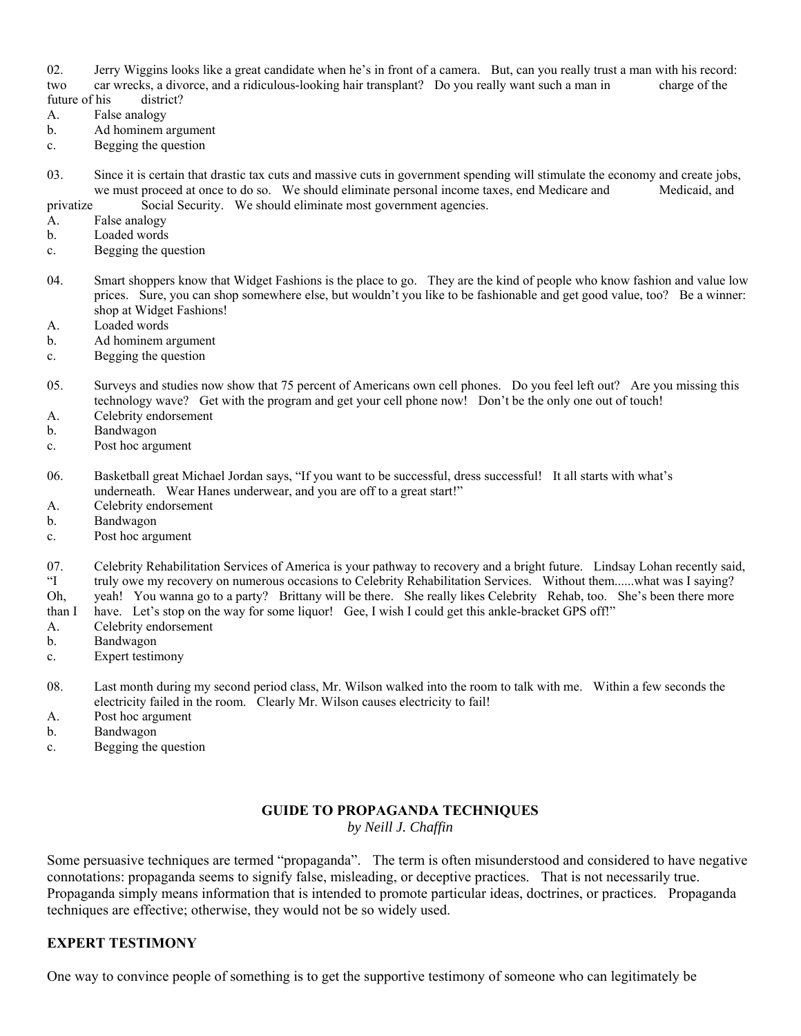02. Jerry Wiggins looks like a great candidate when he's in front of a camera. But, can you really trust a man with his record: two car wrecks, a divorce, and a ridiculous-looking hair transplant? Do you really want such a man in charge of the future of his district?

A. False analogy
b. Ad hominem argument
c. Begging the question

03. Since it is certain that drastic tax cuts and massive cuts in government spending will stimulate the economy and create jobs, we must proceed at once to do so. We should eliminate personal income taxes, end Medicare and Medicaid, and privatize Social Security. We should eliminate most government agencies.

A. False analogy
b. Loaded words
c. Begging the question

04. Smart shoppers know that Widget Fashions is the place to go. They are the kind of people who know fashion and value low prices. Sure, you can shop somewhere else, but wouldn't you like to be fashionable and get good value, too? Be a winner: shop at Widget Fashions!

A. Loaded words
b. Ad hominem argument
c. Begging the question

05. Surveys and studies now show that 75 percent of Americans own cell phones. Do you feel left out? Are you missing this technology wave? Get with the program and get your cell phone now! Don't be the only one out of touch!

A. Celebrity endorsement
b. Bandwagon
c. Post hoc argument

06. Basketball great Michael Jordan says, "If you want to be successful, dress successful! It all starts with what's underneath. Wear Hanes underwear, and you are off to a great start!"

A. Celebrity endorsement
b. Bandwagon
c. Post hoc argument

07. Celebrity Rehabilitation Services of America is your pathway to recovery and a bright future. Lindsay Lohan recently said, "I truly owe my recovery on numerous occasions to Celebrity Rehabilitation Services. Without them......what was I saying? Oh, yeah! You wanna go to a party? Brittany will be there. She really likes Celebrity Rehab, too. She's been there more than I have. Let's stop on the way for some liquor! Gee, I wish I could get this ankle-bracket GPS off!"

A. Celebrity endorsement
b. Bandwagon
c. Expert testimony

08. Last month during my second period class, Mr. Wilson walked into the room to talk with me. Within a few seconds the electricity failed in the room. Clearly Mr. Wilson causes electricity to fail!

A. Post hoc argument
b. Bandwagon
c. Begging the question

## GUIDE TO PROPAGANDA TECHNIQUES

*by Neill J. Chaffin*

Some persuasive techniques are termed "propaganda". The term is often misunderstood and considered to have negative connotations: propaganda seems to signify false, misleading, or deceptive practices. That is not necessarily true. Propaganda simply means information that is intended to promote particular ideas, doctrines, or practices. Propaganda techniques are effective; otherwise, they would not be so widely used.

### EXPERT TESTIMONY

One way to convince people of something is to get the supportive testimony of someone who can legitimately be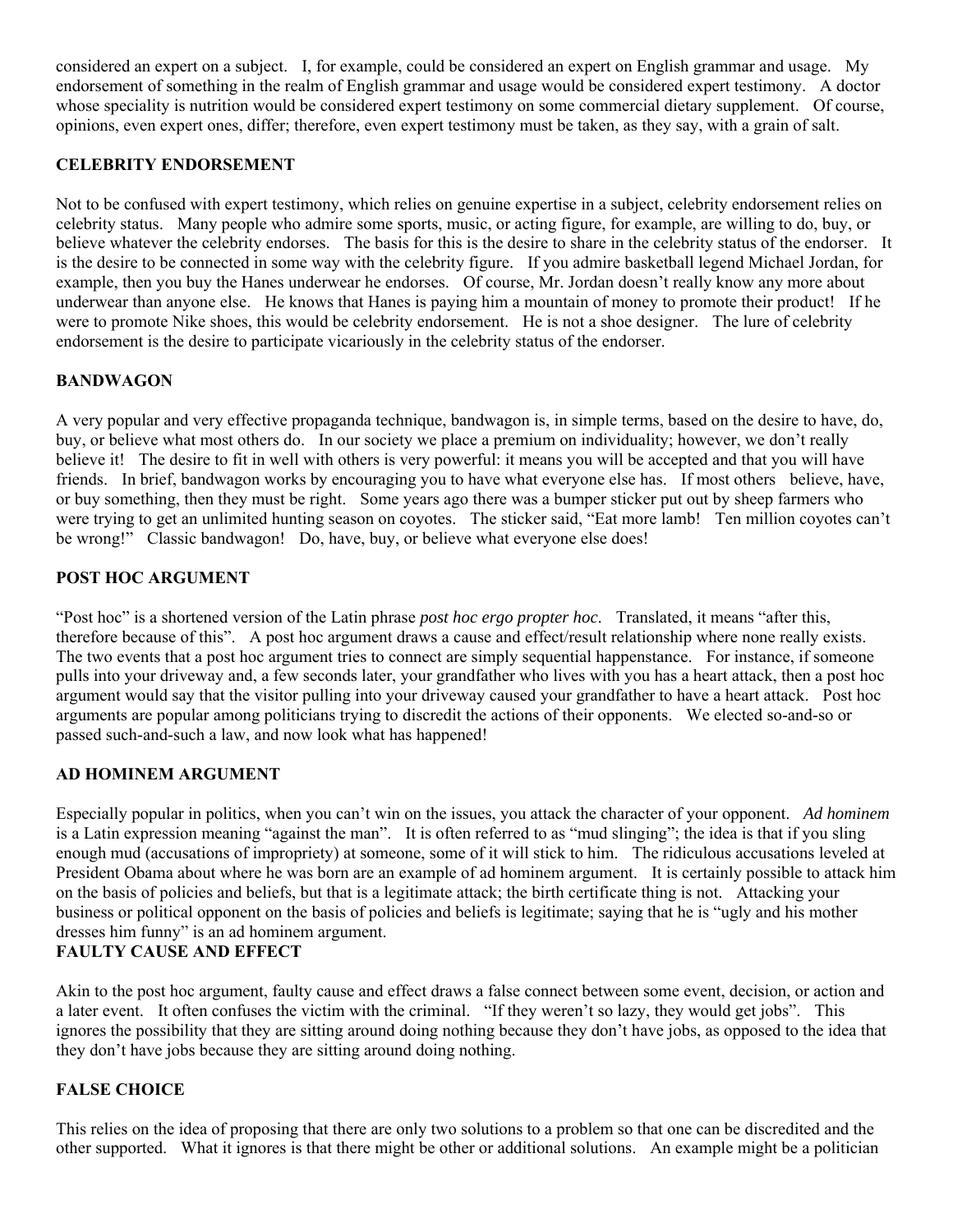considered an expert on a subject. I, for example, could be considered an expert on English grammar and usage. My endorsement of something in the realm of English grammar and usage would be considered expert testimony. A doctor whose speciality is nutrition would be considered expert testimony on some commercial dietary supplement. Of course, opinions, even expert ones, differ; therefore, even expert testimony must be taken, as they say, with a grain of salt.

**CELEBRITY ENDORSEMENT**

Not to be confused with expert testimony, which relies on genuine expertise in a subject, celebrity endorsement relies on celebrity status. Many people who admire some sports, music, or acting figure, for example, are willing to do, buy, or believe whatever the celebrity endorses. The basis for this is the desire to share in the celebrity status of the endorser. It is the desire to be connected in some way with the celebrity figure. If you admire basketball legend Michael Jordan, for example, then you buy the Hanes underwear he endorses. Of course, Mr. Jordan doesn't really know any more about underwear than anyone else. He knows that Hanes is paying him a mountain of money to promote their product! If he were to promote Nike shoes, this would be celebrity endorsement. He is not a shoe designer. The lure of celebrity endorsement is the desire to participate vicariously in the celebrity status of the endorser.

**BANDWAGON**

A very popular and very effective propaganda technique, bandwagon is, in simple terms, based on the desire to have, do, buy, or believe what most others do. In our society we place a premium on individuality; however, we don't really believe it! The desire to fit in well with others is very powerful: it means you will be accepted and that you will have friends. In brief, bandwagon works by encouraging you to have what everyone else has. If most others believe, have, or buy something, then they must be right. Some years ago there was a bumper sticker put out by sheep farmers who were trying to get an unlimited hunting season on coyotes. The sticker said, "Eat more lamb! Ten million coyotes can't be wrong!" Classic bandwagon! Do, have, buy, or believe what everyone else does!

**POST HOC ARGUMENT**

"Post hoc" is a shortened version of the Latin phrase *post hoc ergo propter hoc*. Translated, it means "after this, therefore because of this". A post hoc argument draws a cause and effect/result relationship where none really exists. The two events that a post hoc argument tries to connect are simply sequential happenstance. For instance, if someone pulls into your driveway and, a few seconds later, your grandfather who lives with you has a heart attack, then a post hoc argument would say that the visitor pulling into your driveway caused your grandfather to have a heart attack. Post hoc arguments are popular among politicians trying to discredit the actions of their opponents. We elected so-and-so or passed such-and-such a law, and now look what has happened!

**AD HOMINEM ARGUMENT**

Especially popular in politics, when you can't win on the issues, you attack the character of your opponent. *Ad hominem* is a Latin expression meaning "against the man". It is often referred to as "mud slinging"; the idea is that if you sling enough mud (accusations of impropriety) at someone, some of it will stick to him. The ridiculous accusations leveled at President Obama about where he was born are an example of ad hominem argument. It is certainly possible to attack him on the basis of policies and beliefs, but that is a legitimate attack; the birth certificate thing is not. Attacking your business or political opponent on the basis of policies and beliefs is legitimate; saying that he is "ugly and his mother dresses him funny" is an ad hominem argument.

**FAULTY CAUSE AND EFFECT**

Akin to the post hoc argument, faulty cause and effect draws a false connect between some event, decision, or action and a later event. It often confuses the victim with the criminal. "If they weren't so lazy, they would get jobs". This ignores the possibility that they are sitting around doing nothing because they don't have jobs, as opposed to the idea that they don't have jobs because they are sitting around doing nothing.

**FALSE CHOICE**

This relies on the idea of proposing that there are only two solutions to a problem so that one can be discredited and the other supported. What it ignores is that there might be other or additional solutions. An example might be a politician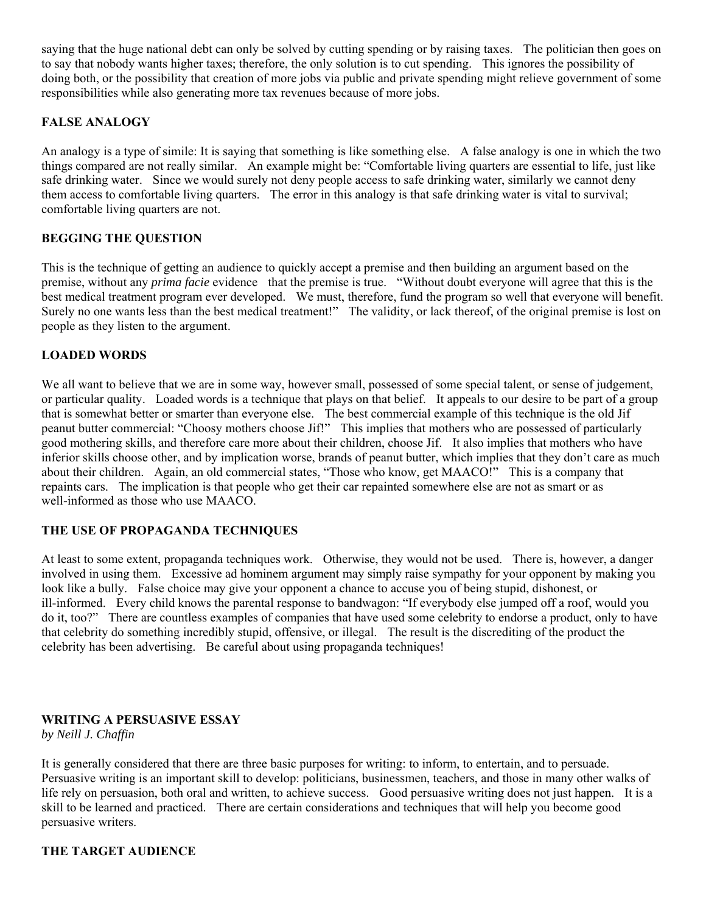saying that the huge national debt can only be solved by cutting spending or by raising taxes. The politician then goes on to say that nobody wants higher taxes; therefore, the only solution is to cut spending. This ignores the possibility of doing both, or the possibility that creation of more jobs via public and private spending might relieve government of some responsibilities while also generating more tax revenues because of more jobs.

### FALSE ANALOGY

An analogy is a type of simile: It is saying that something is like something else. A false analogy is one in which the two things compared are not really similar. An example might be: "Comfortable living quarters are essential to life, just like safe drinking water. Since we would surely not deny people access to safe drinking water, similarly we cannot deny them access to comfortable living quarters. The error in this analogy is that safe drinking water is vital to survival; comfortable living quarters are not.

### BEGGING THE QUESTION

This is the technique of getting an audience to quickly accept a premise and then building an argument based on the premise, without any *prima facie* evidence that the premise is true. "Without doubt everyone will agree that this is the best medical treatment program ever developed. We must, therefore, fund the program so well that everyone will benefit. Surely no one wants less than the best medical treatment!" The validity, or lack thereof, of the original premise is lost on people as they listen to the argument.

### LOADED WORDS

We all want to believe that we are in some way, however small, possessed of some special talent, or sense of judgement, or particular quality. Loaded words is a technique that plays on that belief. It appeals to our desire to be part of a group that is somewhat better or smarter than everyone else. The best commercial example of this technique is the old Jif peanut butter commercial: "Choosy mothers choose Jif!" This implies that mothers who are possessed of particularly good mothering skills, and therefore care more about their children, choose Jif. It also implies that mothers who have inferior skills choose other, and by implication worse, brands of peanut butter, which implies that they don't care as much about their children. Again, an old commercial states, "Those who know, get MAACO!" This is a company that repaints cars. The implication is that people who get their car repainted somewhere else are not as smart or as well-informed as those who use MAACO.

### THE USE OF PROPAGANDA TECHNIQUES

At least to some extent, propaganda techniques work. Otherwise, they would not be used. There is, however, a danger involved in using them. Excessive ad hominem argument may simply raise sympathy for your opponent by making you look like a bully. False choice may give your opponent a chance to accuse you of being stupid, dishonest, or ill-informed. Every child knows the parental response to bandwagon: "If everybody else jumped off a roof, would you do it, too?" There are countless examples of companies that have used some celebrity to endorse a product, only to have that celebrity do something incredibly stupid, offensive, or illegal. The result is the discrediting of the product the celebrity has been advertising. Be careful about using propaganda techniques!

## WRITING A PERSUASIVE ESSAY

*by Neill J. Chaffin*

It is generally considered that there are three basic purposes for writing: to inform, to entertain, and to persuade. Persuasive writing is an important skill to develop: politicians, businessmen, teachers, and those in many other walks of life rely on persuasion, both oral and written, to achieve success. Good persuasive writing does not just happen. It is a skill to be learned and practiced. There are certain considerations and techniques that will help you become good persuasive writers.

### THE TARGET AUDIENCE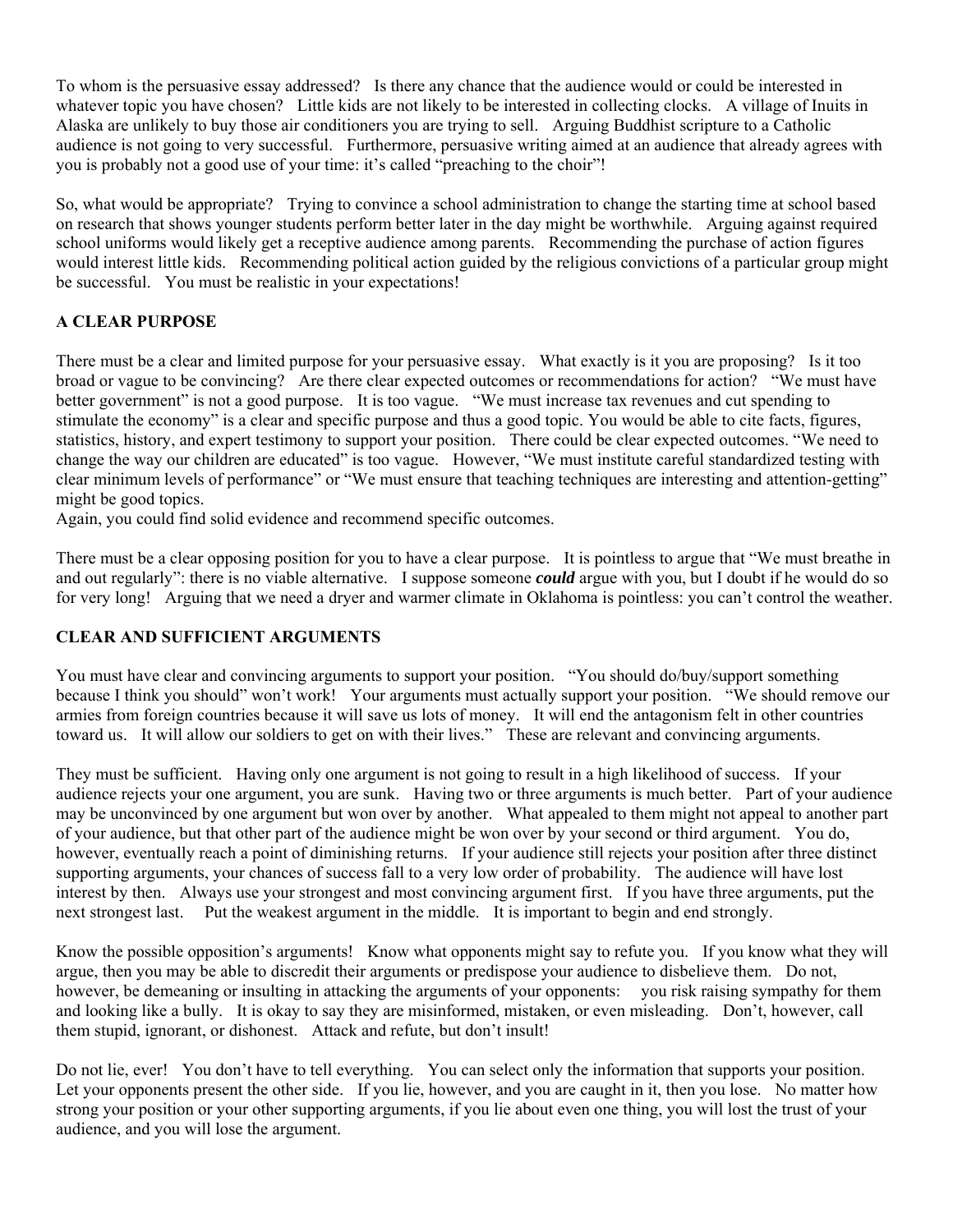To whom is the persuasive essay addressed? Is there any chance that the audience would or could be interested in whatever topic you have chosen? Little kids are not likely to be interested in collecting clocks. A village of Inuits in Alaska are unlikely to buy those air conditioners you are trying to sell. Arguing Buddhist scripture to a Catholic audience is not going to very successful. Furthermore, persuasive writing aimed at an audience that already agrees with you is probably not a good use of your time: it's called "preaching to the choir"!

So, what would be appropriate? Trying to convince a school administration to change the starting time at school based on research that shows younger students perform better later in the day might be worthwhile. Arguing against required school uniforms would likely get a receptive audience among parents. Recommending the purchase of action figures would interest little kids. Recommending political action guided by the religious convictions of a particular group might be successful. You must be realistic in your expectations!

### A CLEAR PURPOSE

There must be a clear and limited purpose for your persuasive essay. What exactly is it you are proposing? Is it too broad or vague to be convincing? Are there clear expected outcomes or recommendations for action? "We must have better government" is not a good purpose. It is too vague. "We must increase tax revenues and cut spending to stimulate the economy" is a clear and specific purpose and thus a good topic. You would be able to cite facts, figures, statistics, history, and expert testimony to support your position. There could be clear expected outcomes. "We need to change the way our children are educated" is too vague. However, "We must institute careful standardized testing with clear minimum levels of performance" or "We must ensure that teaching techniques are interesting and attention-getting" might be good topics.
Again, you could find solid evidence and recommend specific outcomes.

There must be a clear opposing position for you to have a clear purpose. It is pointless to argue that "We must breathe in and out regularly": there is no viable alternative. I suppose someone ***could*** argue with you, but I doubt if he would do so for very long! Arguing that we need a dryer and warmer climate in Oklahoma is pointless: you can't control the weather.

### CLEAR AND SUFFICIENT ARGUMENTS

You must have clear and convincing arguments to support your position. "You should do/buy/support something because I think you should" won't work! Your arguments must actually support your position. "We should remove our armies from foreign countries because it will save us lots of money. It will end the antagonism felt in other countries toward us. It will allow our soldiers to get on with their lives." These are relevant and convincing arguments.

They must be sufficient. Having only one argument is not going to result in a high likelihood of success. If your audience rejects your one argument, you are sunk. Having two or three arguments is much better. Part of your audience may be unconvinced by one argument but won over by another. What appealed to them might not appeal to another part of your audience, but that other part of the audience might be won over by your second or third argument. You do, however, eventually reach a point of diminishing returns. If your audience still rejects your position after three distinct supporting arguments, your chances of success fall to a very low order of probability. The audience will have lost interest by then. Always use your strongest and most convincing argument first. If you have three arguments, put the next strongest last. Put the weakest argument in the middle. It is important to begin and end strongly.

Know the possible opposition's arguments! Know what opponents might say to refute you. If you know what they will argue, then you may be able to discredit their arguments or predispose your audience to disbelieve them. Do not, however, be demeaning or insulting in attacking the arguments of your opponents: you risk raising sympathy for them and looking like a bully. It is okay to say they are misinformed, mistaken, or even misleading. Don't, however, call them stupid, ignorant, or dishonest. Attack and refute, but don't insult!

Do not lie, ever! You don't have to tell everything. You can select only the information that supports your position. Let your opponents present the other side. If you lie, however, and you are caught in it, then you lose. No matter how strong your position or your other supporting arguments, if you lie about even one thing, you will lost the trust of your audience, and you will lose the argument.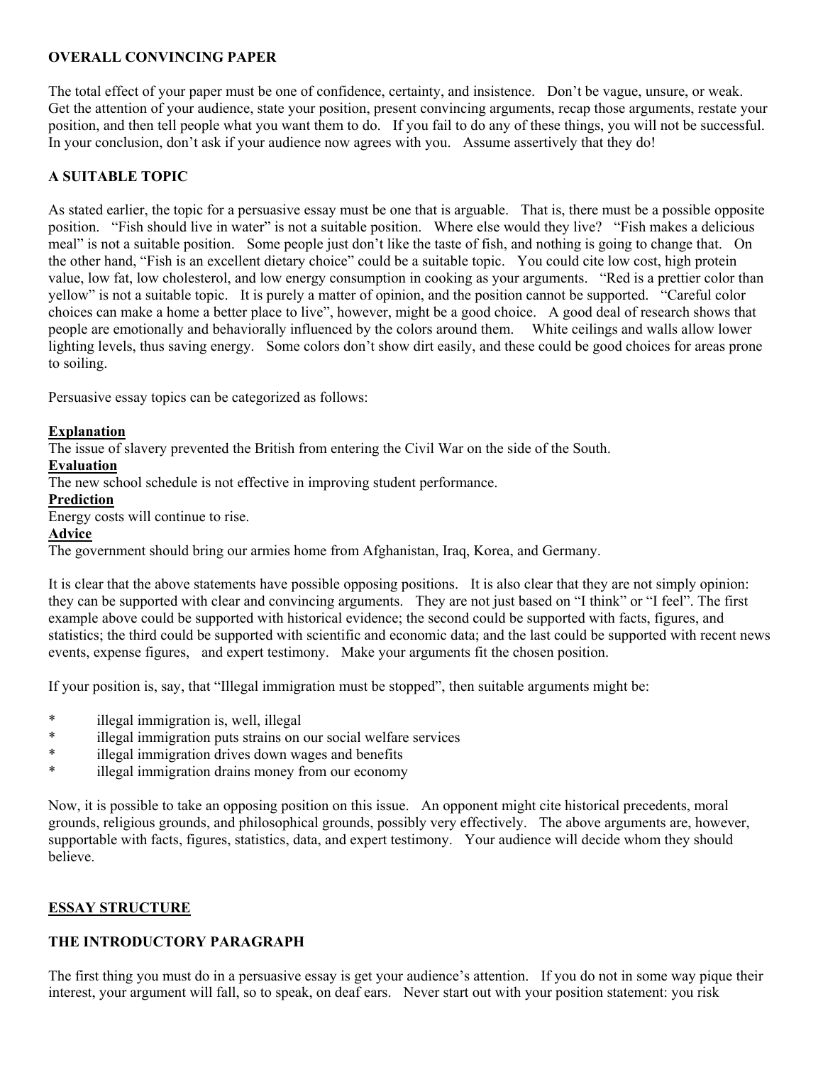**OVERALL CONVINCING PAPER**

The total effect of your paper must be one of confidence, certainty, and insistence. Don't be vague, unsure, or weak. Get the attention of your audience, state your position, present convincing arguments, recap those arguments, restate your position, and then tell people what you want them to do. If you fail to do any of these things, you will not be successful. In your conclusion, don't ask if your audience now agrees with you. Assume assertively that they do!

**A SUITABLE TOPIC**

As stated earlier, the topic for a persuasive essay must be one that is arguable. That is, there must be a possible opposite position. "Fish should live in water" is not a suitable position. Where else would they live? "Fish makes a delicious meal" is not a suitable position. Some people just don't like the taste of fish, and nothing is going to change that. On the other hand, "Fish is an excellent dietary choice" could be a suitable topic. You could cite low cost, high protein value, low fat, low cholesterol, and low energy consumption in cooking as your arguments. "Red is a prettier color than yellow" is not a suitable topic. It is purely a matter of opinion, and the position cannot be supported. "Careful color choices can make a home a better place to live", however, might be a good choice. A good deal of research shows that people are emotionally and behaviorally influenced by the colors around them. White ceilings and walls allow lower lighting levels, thus saving energy. Some colors don't show dirt easily, and these could be good choices for areas prone to soiling.

Persuasive essay topics can be categorized as follows:

**Explanation**
The issue of slavery prevented the British from entering the Civil War on the side of the South.
**Evaluation**
The new school schedule is not effective in improving student performance.
**Prediction**
Energy costs will continue to rise.
**Advice**
The government should bring our armies home from Afghanistan, Iraq, Korea, and Germany.

It is clear that the above statements have possible opposing positions. It is also clear that they are not simply opinion: they can be supported with clear and convincing arguments. They are not just based on "I think" or "I feel". The first example above could be supported with historical evidence; the second could be supported with facts, figures, and statistics; the third could be supported with scientific and economic data; and the last could be supported with recent news events, expense figures, and expert testimony. Make your arguments fit the chosen position.

If your position is, say, that "Illegal immigration must be stopped", then suitable arguments might be:

* illegal immigration is, well, illegal
* illegal immigration puts strains on our social welfare services
* illegal immigration drives down wages and benefits
* illegal immigration drains money from our economy

Now, it is possible to take an opposing position on this issue. An opponent might cite historical precedents, moral grounds, religious grounds, and philosophical grounds, possibly very effectively. The above arguments are, however, supportable with facts, figures, statistics, data, and expert testimony. Your audience will decide whom they should believe.

## ESSAY STRUCTURE

### THE INTRODUCTORY PARAGRAPH

The first thing you must do in a persuasive essay is get your audience's attention. If you do not in some way pique their interest, your argument will fall, so to speak, on deaf ears. Never start out with your position statement: you risk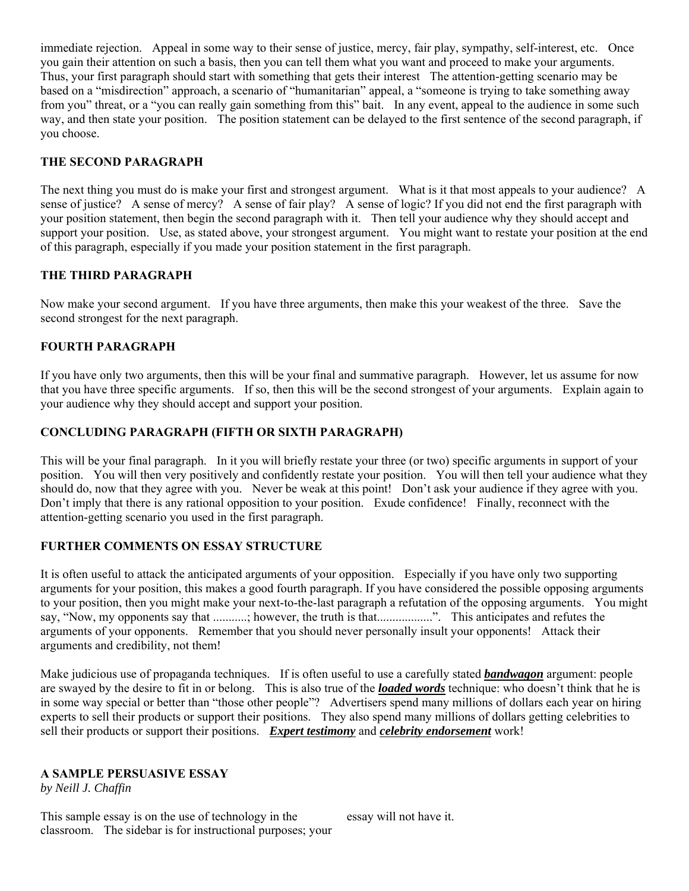immediate rejection. Appeal in some way to their sense of justice, mercy, fair play, sympathy, self-interest, etc. Once you gain their attention on such a basis, then you can tell them what you want and proceed to make your arguments. Thus, your first paragraph should start with something that gets their interest The attention-getting scenario may be based on a "misdirection" approach, a scenario of "humanitarian" appeal, a "someone is trying to take something away from you" threat, or a "you can really gain something from this" bait. In any event, appeal to the audience in some such way, and then state your position. The position statement can be delayed to the first sentence of the second paragraph, if you choose.

### THE SECOND PARAGRAPH

The next thing you must do is make your first and strongest argument. What is it that most appeals to your audience? A sense of justice? A sense of mercy? A sense of fair play? A sense of logic? If you did not end the first paragraph with your position statement, then begin the second paragraph with it. Then tell your audience why they should accept and support your position. Use, as stated above, your strongest argument. You might want to restate your position at the end of this paragraph, especially if you made your position statement in the first paragraph.

### THE THIRD PARAGRAPH

Now make your second argument. If you have three arguments, then make this your weakest of the three. Save the second strongest for the next paragraph.

### FOURTH PARAGRAPH

If you have only two arguments, then this will be your final and summative paragraph. However, let us assume for now that you have three specific arguments. If so, then this will be the second strongest of your arguments. Explain again to your audience why they should accept and support your position.

### CONCLUDING PARAGRAPH (FIFTH OR SIXTH PARAGRAPH)

This will be your final paragraph. In it you will briefly restate your three (or two) specific arguments in support of your position. You will then very positively and confidently restate your position. You will then tell your audience what they should do, now that they agree with you. Never be weak at this point! Don't ask your audience if they agree with you. Don't imply that there is any rational opposition to your position. Exude confidence! Finally, reconnect with the attention-getting scenario you used in the first paragraph.

### FURTHER COMMENTS ON ESSAY STRUCTURE

It is often useful to attack the anticipated arguments of your opposition. Especially if you have only two supporting arguments for your position, this makes a good fourth paragraph. If you have considered the possible opposing arguments to your position, then you might make your next-to-the-last paragraph a refutation of the opposing arguments. You might say, "Now, my opponents say that ..........; however, the truth is that.................". This anticipates and refutes the arguments of your opponents. Remember that you should never personally insult your opponents! Attack their arguments and credibility, not them!

Make judicious use of propaganda techniques. If is often useful to use a carefully stated ***bandwagon*** argument: people are swayed by the desire to fit in or belong. This is also true of the ***loaded words*** technique: who doesn't think that he is in some way special or better than "those other people"? Advertisers spend many millions of dollars each year on hiring experts to sell their products or support their positions. They also spend many millions of dollars getting celebrities to sell their products or support their positions. ***Expert testimony*** and ***celebrity endorsement*** work!

### A SAMPLE PERSUASIVE ESSAY
*by Neill J. Chaffin*

This sample essay is on the use of technology in the classroom. The sidebar is for instructional purposes; your essay will not have it.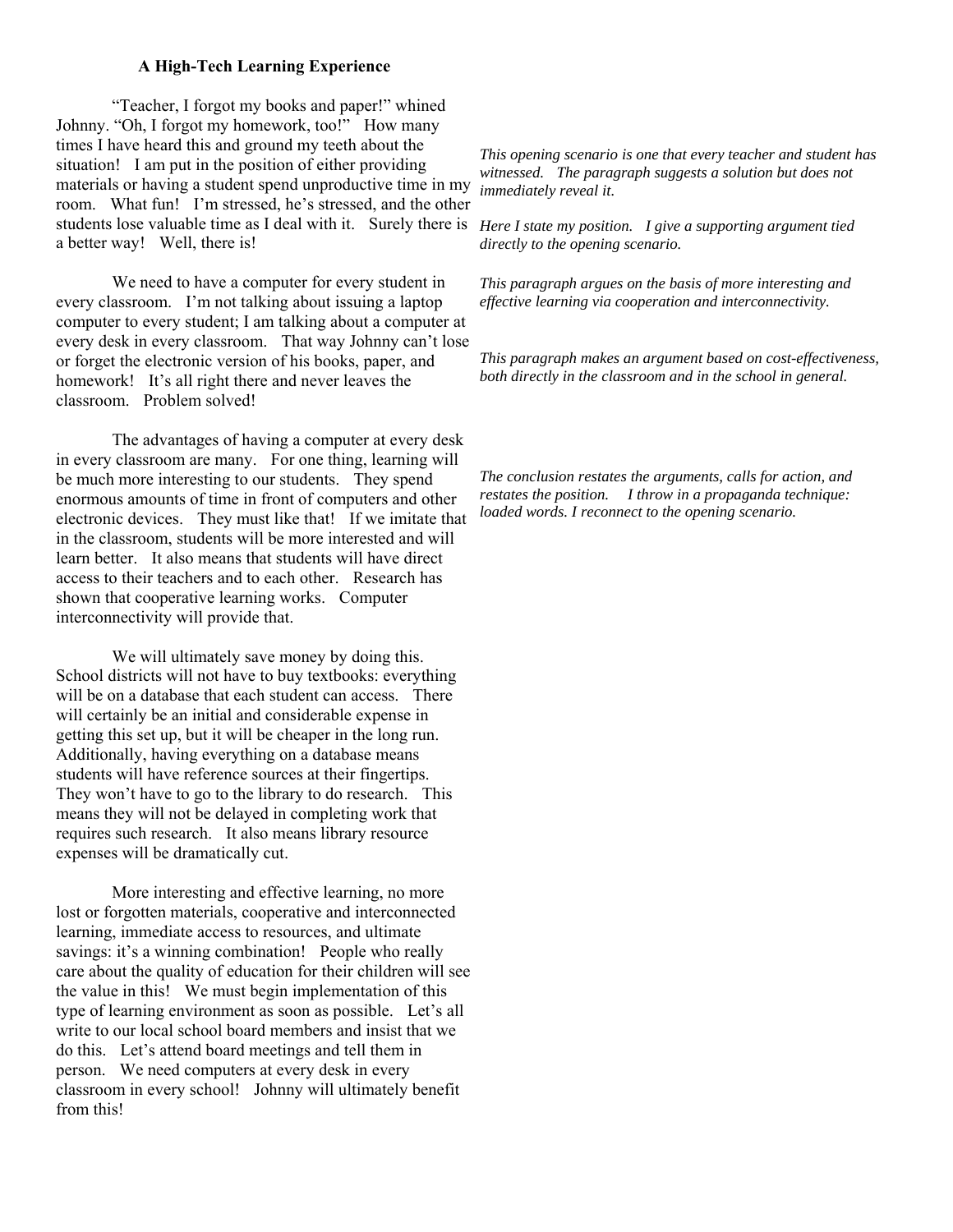**A High-Tech Learning Experience**

"Teacher, I forgot my books and paper!" whined Johnny. "Oh, I forgot my homework, too!" How many times I have heard this and ground my teeth about the situation! I am put in the position of either providing materials or having a student spend unproductive time in my room. What fun! I'm stressed, he's stressed, and the other students lose valuable time as I deal with it. Surely there is a better way! Well, there is!

*This opening scenario is one that every teacher and student has witnessed. The paragraph suggests a solution but does not immediately reveal it.*

We need to have a computer for every student in every classroom. I'm not talking about issuing a laptop computer to every student; I am talking about a computer at every desk in every classroom. That way Johnny can't lose or forget the electronic version of his books, paper, and homework! It's all right there and never leaves the classroom. Problem solved!

*Here I state my position. I give a supporting argument tied directly to the opening scenario.*

The advantages of having a computer at every desk in every classroom are many. For one thing, learning will be much more interesting to our students. They spend enormous amounts of time in front of computers and other electronic devices. They must like that! If we imitate that in the classroom, students will be more interested and will learn better. It also means that students will have direct access to their teachers and to each other. Research has shown that cooperative learning works. Computer interconnectivity will provide that.

*This paragraph argues on the basis of more interesting and effective learning via cooperation and interconnectivity.*

We will ultimately save money by doing this. School districts will not have to buy textbooks: everything will be on a database that each student can access. There will certainly be an initial and considerable expense in getting this set up, but it will be cheaper in the long run. Additionally, having everything on a database means students will have reference sources at their fingertips. They won't have to go to the library to do research. This means they will not be delayed in completing work that requires such research. It also means library resource expenses will be dramatically cut.

*This paragraph makes an argument based on cost-effectiveness, both directly in the classroom and in the school in general.*

More interesting and effective learning, no more lost or forgotten materials, cooperative and interconnected learning, immediate access to resources, and ultimate savings: it's a winning combination! People who really care about the quality of education for their children will see the value in this! We must begin implementation of this type of learning environment as soon as possible. Let's all write to our local school board members and insist that we do this. Let's attend board meetings and tell them in person. We need computers at every desk in every classroom in every school! Johnny will ultimately benefit from this!

*The conclusion restates the arguments, calls for action, and restates the position. I throw in a propaganda technique: loaded words. I reconnect to the opening scenario.*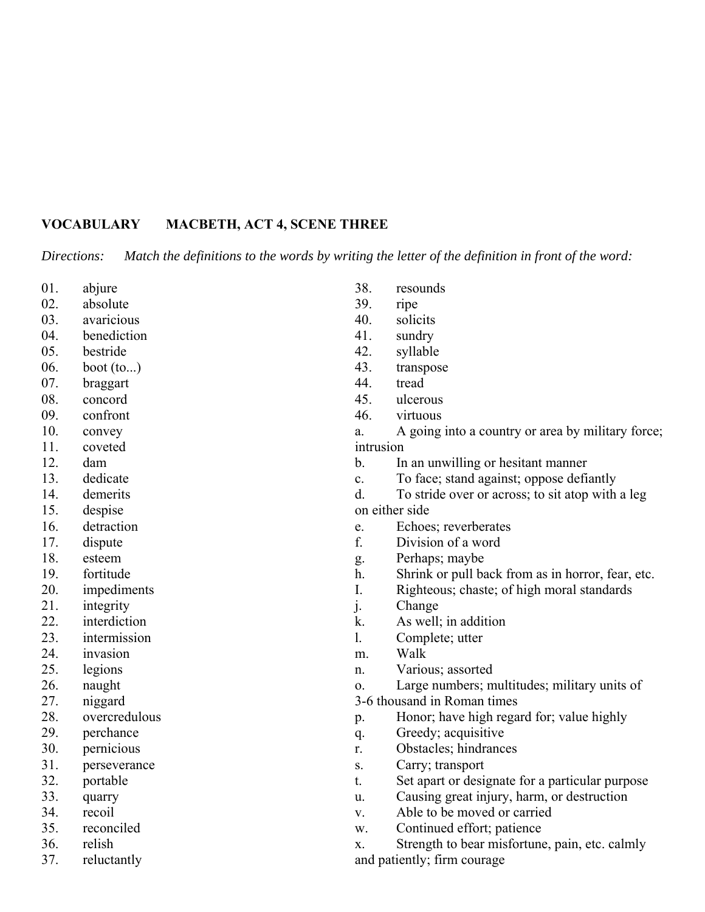**VOCABULARY MACBETH, ACT 4, SCENE THREE**

*Directions: Match the definitions to the words by writing the letter of the definition in front of the word:*

01. abjure
02. absolute
03. avaricious
04. benediction
05. bestride
06. boot (to...)
07. braggart
08. concord
09. confront
10. convey
11. coveted
12. dam
13. dedicate
14. demerits
15. despise
16. detraction
17. dispute
18. esteem
19. fortitude
20. impediments
21. integrity
22. interdiction
23. intermission
24. invasion
25. legions
26. naught
27. niggard
28. overcredulous
29. perchance
30. pernicious
31. perseverance
32. portable
33. quarry
34. recoil
35. reconciled
36. relish
37. reluctantly
38. resounds
39. ripe
40. solicits
41. sundry
42. syllable
43. transpose
44. tread
45. ulcerous
46. virtuous

a. A going into a country or area by military force; intrusion
b. In an unwilling or hesitant manner
c. To face; stand against; oppose defiantly
d. To stride over or across; to sit atop with a leg on either side
e. Echoes; reverberates
f. Division of a word
g. Perhaps; maybe
h. Shrink or pull back from as in horror, fear, etc.
I. Righteous; chaste; of high moral standards
j. Change
k. As well; in addition
l. Complete; utter
m. Walk
n. Various; assorted
o. Large numbers; multitudes; military units of 3-6 thousand in Roman times
p. Honor; have high regard for; value highly
q. Greedy; acquisitive
r. Obstacles; hindrances
s. Carry; transport
t. Set apart or designate for a particular purpose
u. Causing great injury, harm, or destruction
v. Able to be moved or carried
w. Continued effort; patience
x. Strength to bear misfortune, pain, etc. calmly and patiently; firm courage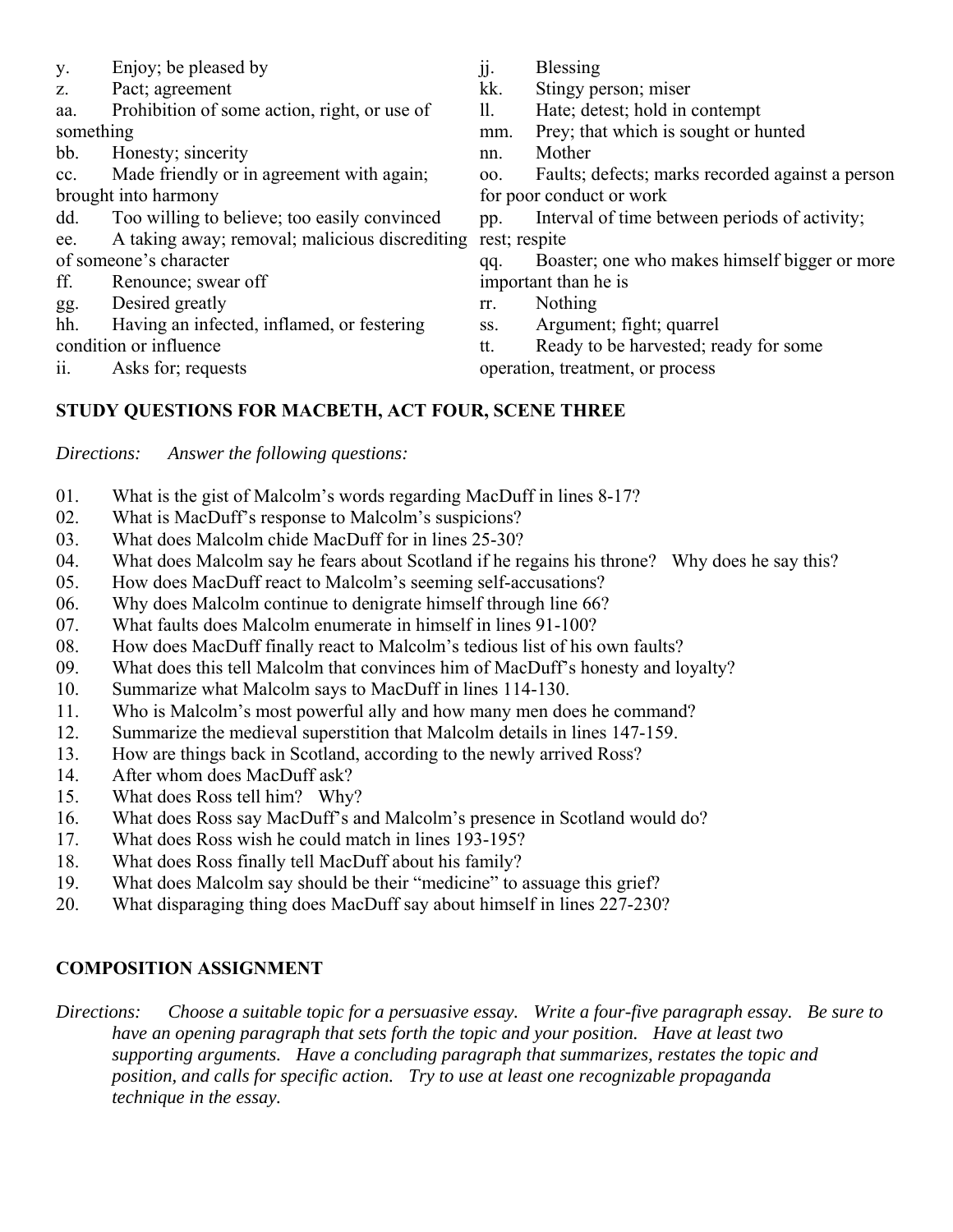y. Enjoy; be pleased by
z. Pact; agreement
aa. Prohibition of some action, right, or use of something
bb. Honesty; sincerity
cc. Made friendly or in agreement with again; brought into harmony
dd. Too willing to believe; too easily convinced
ee. A taking away; removal; malicious discrediting of someone's character
ff. Renounce; swear off
gg. Desired greatly
hh. Having an infected, inflamed, or festering condition or influence
ii. Asks for; requests
jj. Blessing
kk. Stingy person; miser
ll. Hate; detest; hold in contempt
mm. Prey; that which is sought or hunted
nn. Mother
oo. Faults; defects; marks recorded against a person for poor conduct or work
pp. Interval of time between periods of activity; rest; respite
qq. Boaster; one who makes himself bigger or more important than he is
rr. Nothing
ss. Argument; fight; quarrel
tt. Ready to be harvested; ready for some operation, treatment, or process

## STUDY QUESTIONS FOR MACBETH, ACT FOUR, SCENE THREE

*Directions: Answer the following questions:*

01. What is the gist of Malcolm's words regarding MacDuff in lines 8-17?
02. What is MacDuff's response to Malcolm's suspicions?
03. What does Malcolm chide MacDuff for in lines 25-30?
04. What does Malcolm say he fears about Scotland if he regains his throne? Why does he say this?
05. How does MacDuff react to Malcolm's seeming self-accusations?
06. Why does Malcolm continue to denigrate himself through line 66?
07. What faults does Malcolm enumerate in himself in lines 91-100?
08. How does MacDuff finally react to Malcolm's tedious list of his own faults?
09. What does this tell Malcolm that convinces him of MacDuff's honesty and loyalty?
10. Summarize what Malcolm says to MacDuff in lines 114-130.
11. Who is Malcolm's most powerful ally and how many men does he command?
12. Summarize the medieval superstition that Malcolm details in lines 147-159.
13. How are things back in Scotland, according to the newly arrived Ross?
14. After whom does MacDuff ask?
15. What does Ross tell him? Why?
16. What does Ross say MacDuff's and Malcolm's presence in Scotland would do?
17. What does Ross wish he could match in lines 193-195?
18. What does Ross finally tell MacDuff about his family?
19. What does Malcolm say should be their "medicine" to assuage this grief?
20. What disparaging thing does MacDuff say about himself in lines 227-230?

## COMPOSITION ASSIGNMENT

*Directions: Choose a suitable topic for a persuasive essay. Write a four-five paragraph essay. Be sure to have an opening paragraph that sets forth the topic and your position. Have at least two supporting arguments. Have a concluding paragraph that summarizes, restates the topic and position, and calls for specific action. Try to use at least one recognizable propaganda technique in the essay.*